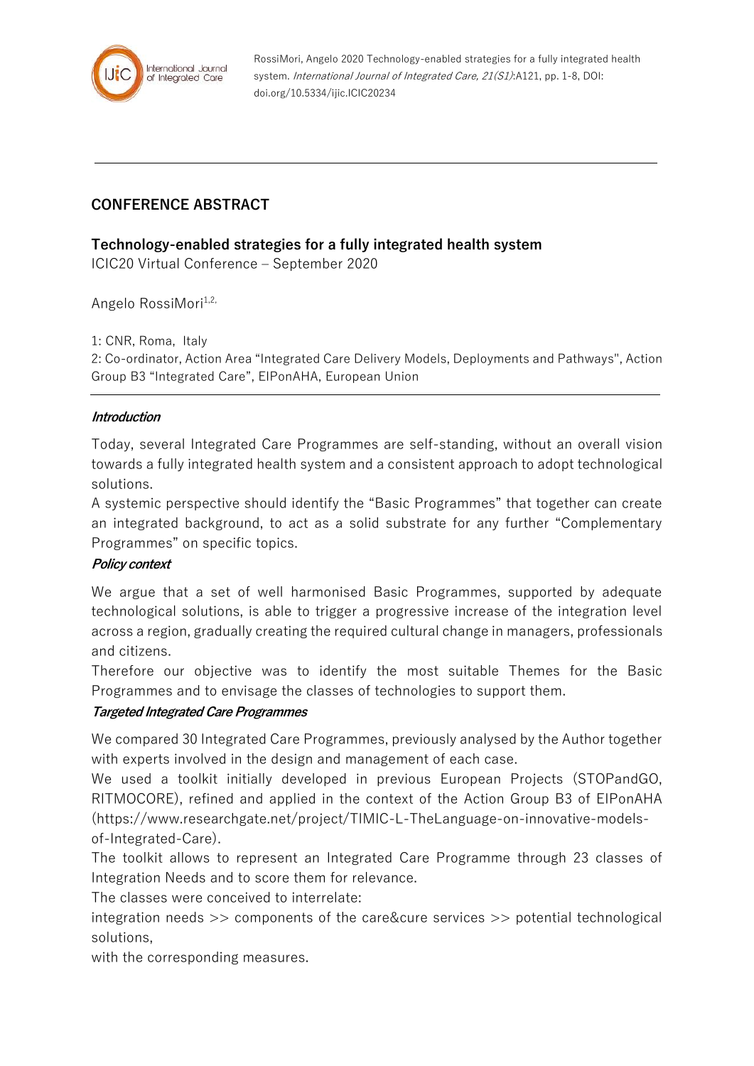## CONFERENCE ABSTRACT

### Technology-enabled strategies for a fully integrated health system

ICIC20 Virtual Conference – September 2020

Angelo RossiMori[1,2,]

1: CNR, Roma, Italy

2: Co-ordinator, Action Area "Integrated Care Delivery Models, Deployments and Pathways", Action Group B3 "Integrated Care", EIPonAHA, European Union

***Introduction***

Today, several Integrated Care Programmes are self-standing, without an overall vision towards a fully integrated health system and a consistent approach to adopt technological solutions.

A systemic perspective should identify the "Basic Programmes" that together can create an integrated background, to act as a solid substrate for any further "Complementary Programmes" on specific topics.

***Policy context***

We argue that a set of well harmonised Basic Programmes, supported by adequate technological solutions, is able to trigger a progressive increase of the integration level across a region, gradually creating the required cultural change in managers, professionals and citizens.

Therefore our objective was to identify the most suitable Themes for the Basic Programmes and to envisage the classes of technologies to support them.

***Targeted Integrated Care Programmes***

We compared 30 Integrated Care Programmes, previously analysed by the Author together with experts involved in the design and management of each case.

We used a toolkit initially developed in previous European Projects (STOPandGO, RITMOCORE), refined and applied in the context of the Action Group B3 of EIPonAHA (https://www.researchgate.net/project/TIMIC-L-TheLanguage-on-innovative-models-of-Integrated-Care).

The toolkit allows to represent an Integrated Care Programme through 23 classes of Integration Needs and to score them for relevance.

The classes were conceived to interrelate:

integration needs >> components of the care&cure services >> potential technological solutions,

with the corresponding measures.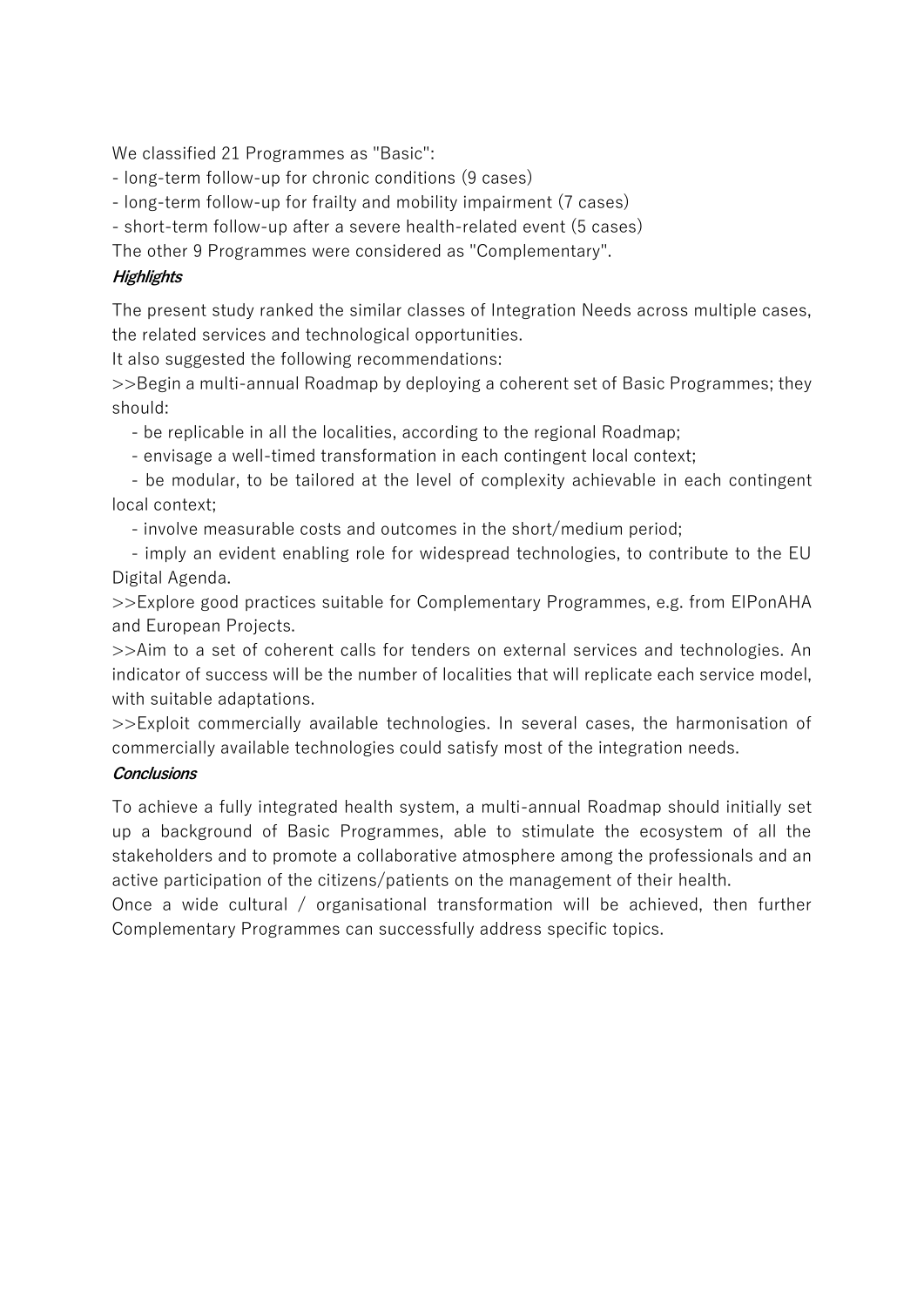We classified 21 Programmes as "Basic":

- long-term follow-up for chronic conditions (9 cases)
- long-term follow-up for frailty and mobility impairment (7 cases)
- short-term follow-up after a severe health-related event (5 cases)

The other 9 Programmes were considered as "Complementary".

***Highlights***

The present study ranked the similar classes of Integration Needs across multiple cases, the related services and technological opportunities.

It also suggested the following recommendations:

>>Begin a multi-annual Roadmap by deploying a coherent set of Basic Programmes; they should:

- be replicable in all the localities, according to the regional Roadmap;
- envisage a well-timed transformation in each contingent local context;
- be modular, to be tailored at the level of complexity achievable in each contingent local context;
- involve measurable costs and outcomes in the short/medium period;
- imply an evident enabling role for widespread technologies, to contribute to the EU Digital Agenda.

>>Explore good practices suitable for Complementary Programmes, e.g. from EIPonAHA and European Projects.

>>Aim to a set of coherent calls for tenders on external services and technologies. An indicator of success will be the number of localities that will replicate each service model, with suitable adaptations.

>>Exploit commercially available technologies. In several cases, the harmonisation of commercially available technologies could satisfy most of the integration needs.

***Conclusions***

To achieve a fully integrated health system, a multi-annual Roadmap should initially set up a background of Basic Programmes, able to stimulate the ecosystem of all the stakeholders and to promote a collaborative atmosphere among the professionals and an active participation of the citizens/patients on the management of their health.

Once a wide cultural / organisational transformation will be achieved, then further Complementary Programmes can successfully address specific topics.